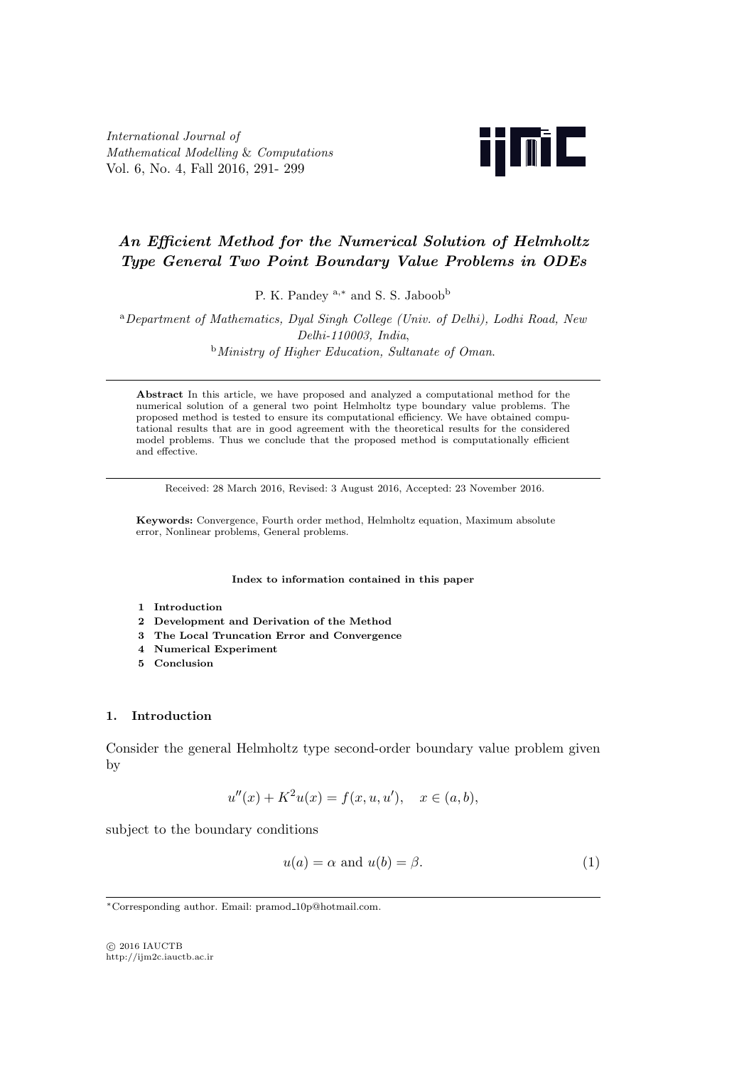# *An Efficient Method for the Numerical Solution of Helmholtz Type General Two Point Boundary Value Problems in ODEs*

P. K. Pandey [a,*] and S. S. Jaboob[b]

[a] *Department of Mathematics, Dyal Singh College (Univ. of Delhi), Lodhi Road, New Delhi-110003, India*,

[b] *Ministry of Higher Education, Sultanate of Oman*.

---

**Abstract** In this article, we have proposed and analyzed a computational method for the numerical solution of a general two point Helmholtz type boundary value problems. The proposed method is tested to ensure its computational efficiency. We have obtained computational results that are in good agreement with the theoretical results for the considered model problems. Thus we conclude that the proposed method is computationally efficient and effective.

---

Received: 28 March 2016, Revised: 3 August 2016, Accepted: 23 November 2016.

**Keywords:** Convergence, Fourth order method, Helmholtz equation, Maximum absolute error, Nonlinear problems, General problems.

**Index to information contained in this paper**

1. **Introduction**
2. **Development and Derivation of the Method**
3. **The Local Truncation Error and Convergence**
4. **Numerical Experiment**
5. **Conclusion**

## 1. Introduction

Consider the general Helmholtz type second-order boundary value problem given by

$$u''(x) + K^2 u(x) = f(x, u, u'), \quad x \in (a, b),$$

subject to the boundary conditions

$$u(a) = \alpha \text{ and } u(b) = \beta. \tag{1}$$

---

*Corresponding author. Email: pramod_10p@hotmail.com.

© 2016 IAUCTB
http://ijm2c.iauctb.ac.ir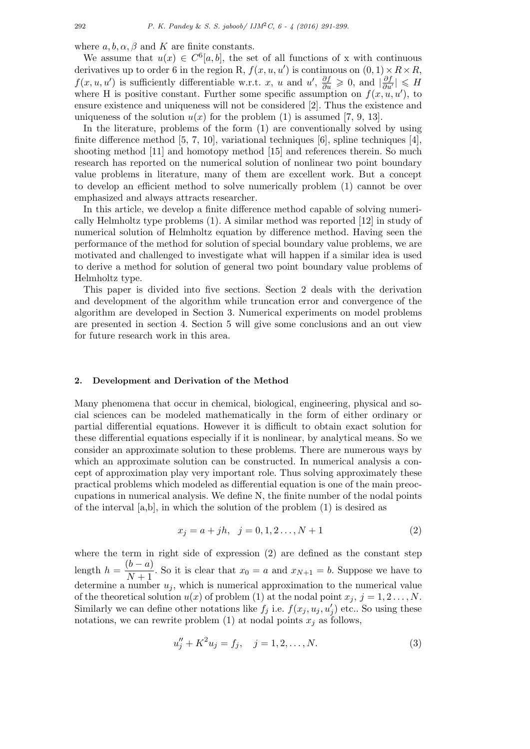where $a, b, \alpha, \beta$ and $K$ are finite constants.

We assume that $u(x) \in C^6[a, b]$, the set of all functions of x with continuous derivatives up to order 6 in the region R, $f(x, u, u')$ is continuous on $(0, 1) \times R \times R$, $f(x, u, u')$ is sufficiently differentiable w.r.t. $x$, $u$ and $u'$, $\frac{\partial f}{\partial u} \geqslant 0$, and $|\frac{\partial f}{\partial u'}| \leqslant H$ where H is positive constant. Further some specific assumption on $f(x, u, u')$, to ensure existence and uniqueness will not be considered [2]. Thus the existence and uniqueness of the solution $u(x)$ for the problem (1) is assumed [7, 9, 13].

In the literature, problems of the form (1) are conventionally solved by using finite difference method [5, 7, 10], variational techniques [6], spline techniques [4], shooting method [11] and homotopy method [15] and references therein. So much research has reported on the numerical solution of nonlinear two point boundary value problems in literature, many of them are excellent work. But a concept to develop an efficient method to solve numerically problem (1) cannot be over emphasized and always attracts researcher.

In this article, we develop a finite difference method capable of solving numerically Helmholtz type problems (1). A similar method was reported [12] in study of numerical solution of Helmholtz equation by difference method. Having seen the performance of the method for solution of special boundary value problems, we are motivated and challenged to investigate what will happen if a similar idea is used to derive a method for solution of general two point boundary value problems of Helmholtz type.

This paper is divided into five sections. Section 2 deals with the derivation and development of the algorithm while truncation error and convergence of the algorithm are developed in Section 3. Numerical experiments on model problems are presented in section 4. Section 5 will give some conclusions and an out view for future research work in this area.

## 2. Development and Derivation of the Method

Many phenomena that occur in chemical, biological, engineering, physical and social sciences can be modeled mathematically in the form of either ordinary or partial differential equations. However it is difficult to obtain exact solution for these differential equations especially if it is nonlinear, by analytical means. So we consider an approximate solution to these problems. There are numerous ways by which an approximate solution can be constructed. In numerical analysis a concept of approximation play very important role. Thus solving approximately these practical problems which modeled as differential equation is one of the main preoccupations in numerical analysis. We define N, the finite number of the nodal points of the interval [a,b], in which the solution of the problem (1) is desired as

$$x_j = a + jh, \quad j = 0, 1, 2 \ldots, N + 1 \tag{2}$$

where the term in right side of expression (2) are defined as the constant step length $h = \dfrac{(b - a)}{N + 1}$. So it is clear that $x_0 = a$ and $x_{N+1} = b$. Suppose we have to determine a number $u_j$, which is numerical approximation to the numerical value of the theoretical solution $u(x)$ of problem (1) at the nodal point $x_j$, $j = 1, 2 \ldots, N$. Similarly we can define other notations like $f_j$ i.e. $f(x_j, u_j, u_j')$ etc.. So using these notations, we can rewrite problem (1) at nodal points $x_j$ as follows,

$$u_j'' + K^2 u_j = f_j, \quad j = 1, 2, \ldots, N. \tag{3}$$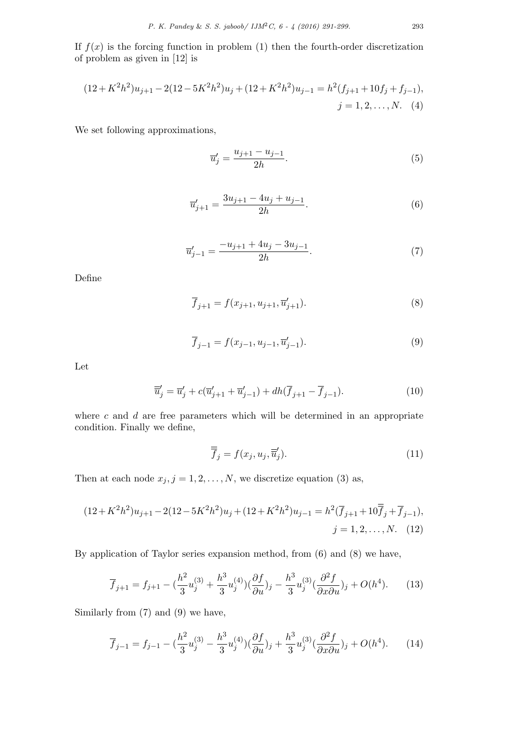If $f(x)$ is the forcing function in problem (1) then the fourth-order discretization of problem as given in [12] is

$$(12+K^2h^2)u_{j+1}-2(12-5K^2h^2)u_j+(12+K^2h^2)u_{j-1}=h^2(f_{j+1}+10f_j+f_{j-1}),\quad j=1,2,\ldots,N. \tag{4}$$

We set following approximations,

$$\overline{u}'_j=\frac{u_{j+1}-u_{j-1}}{2h}. \tag{5}$$

$$\overline{u}'_{j+1}=\frac{3u_{j+1}-4u_j+u_{j-1}}{2h}. \tag{6}$$

$$\overline{u}'_{j-1}=\frac{-u_{j+1}+4u_j-3u_{j-1}}{2h}. \tag{7}$$

Define

$$\overline{f}_{j+1}=f(x_{j+1},u_{j+1},\overline{u}'_{j+1}). \tag{8}$$

$$\overline{f}_{j-1}=f(x_{j-1},u_{j-1},\overline{u}'_{j-1}). \tag{9}$$

Let

$$\overline{\overline{u}}'_j=\overline{u}'_j+c(\overline{u}'_{j+1}+\overline{u}'_{j-1})+dh(\overline{f}_{j+1}-\overline{f}_{j-1}). \tag{10}$$

where $c$ and $d$ are free parameters which will be determined in an appropriate condition. Finally we define,

$$\overline{\overline{f}}_j=f(x_j,u_j,\overline{\overline{u}}'_j). \tag{11}$$

Then at each node $x_j, j=1,2,\ldots,N$, we discretize equation (3) as,

$$(12+K^2h^2)u_{j+1}-2(12-5K^2h^2)u_j+(12+K^2h^2)u_{j-1}=h^2(\overline{f}_{j+1}+10\overline{\overline{f}}_j+\overline{f}_{j-1}),\quad j=1,2,\ldots,N. \tag{12}$$

By application of Taylor series expansion method, from (6) and (8) we have,

$$\overline{f}_{j+1}=f_{j+1}-(\frac{h^2}{3}u_j^{(3)}+\frac{h^3}{3}u_j^{(4)})(\frac{\partial f}{\partial u})_j-\frac{h^3}{3}u_j^{(3)}(\frac{\partial^2 f}{\partial x\partial u})_j+O(h^4). \tag{13}$$

Similarly from (7) and (9) we have,

$$\overline{f}_{j-1}=f_{j-1}-(\frac{h^2}{3}u_j^{(3)}-\frac{h^3}{3}u_j^{(4)})(\frac{\partial f}{\partial u})_j+\frac{h^3}{3}u_j^{(3)}(\frac{\partial^2 f}{\partial x\partial u})_j+O(h^4). \tag{14}$$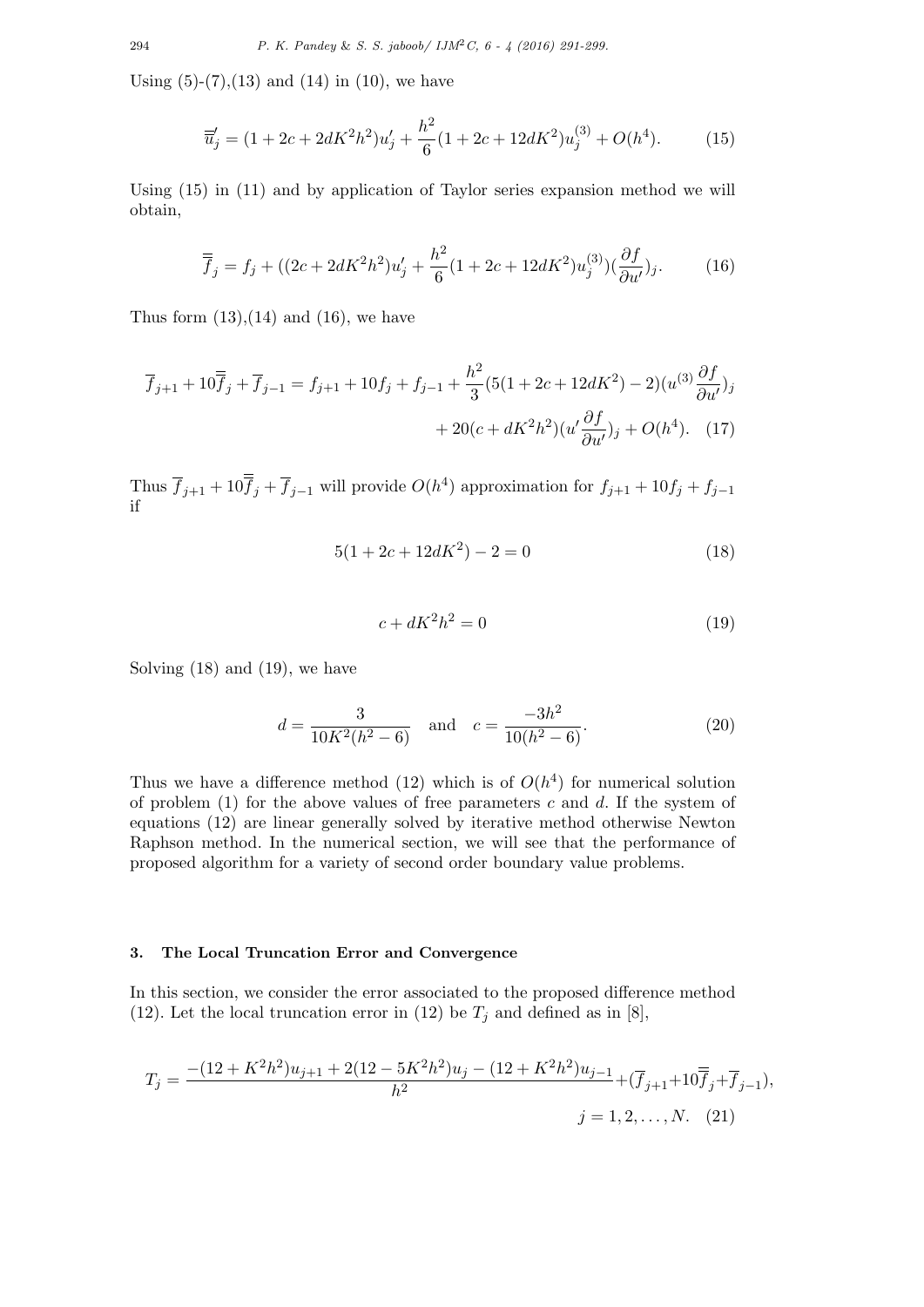Using (5)-(7),(13) and (14) in (10), we have

$$\overline{\overline{u}}'_j = (1 + 2c + 2dK^2h^2)u'_j + \frac{h^2}{6}(1 + 2c + 12dK^2)u_j^{(3)} + O(h^4). \tag{15}$$

Using (15) in (11) and by application of Taylor series expansion method we will obtain,

$$\overline{\overline{f}}_j = f_j + ((2c + 2dK^2h^2)u'_j + \frac{h^2}{6}(1 + 2c + 12dK^2)u_j^{(3)})(\frac{\partial f}{\partial u'})_j. \tag{16}$$

Thus form (13),(14) and (16), we have

$$\overline{f}_{j+1} + 10\overline{\overline{f}}_j + \overline{f}_{j-1} = f_{j+1} + 10f_j + f_{j-1} + \frac{h^2}{3}(5(1 + 2c + 12dK^2) - 2)(u^{(3)}\frac{\partial f}{\partial u'})_j + 20(c + dK^2h^2)(u'\frac{\partial f}{\partial u'})_j + O(h^4). \tag{17}$$

Thus $\overline{f}_{j+1} + 10\overline{\overline{f}}_j + \overline{f}_{j-1}$ will provide $O(h^4)$ approximation for $f_{j+1} + 10f_j + f_{j-1}$ if

$$5(1 + 2c + 12dK^2) - 2 = 0 \tag{18}$$

$$c + dK^2h^2 = 0 \tag{19}$$

Solving (18) and (19), we have

$$d = \frac{3}{10K^2(h^2 - 6)} \quad \text{and} \quad c = \frac{-3h^2}{10(h^2 - 6)}. \tag{20}$$

Thus we have a difference method (12) which is of $O(h^4)$ for numerical solution of problem (1) for the above values of free parameters $c$ and $d$. If the system of equations (12) are linear generally solved by iterative method otherwise Newton Raphson method. In the numerical section, we will see that the performance of proposed algorithm for a variety of second order boundary value problems.

## 3. The Local Truncation Error and Convergence

In this section, we consider the error associated to the proposed difference method (12). Let the local truncation error in (12) be $T_j$ and defined as in [8],

$$T_j = \frac{-(12 + K^2h^2)u_{j+1} + 2(12 - 5K^2h^2)u_j - (12 + K^2h^2)u_{j-1}}{h^2} + (\overline{f}_{j+1} + 10\overline{\overline{f}}_j + \overline{f}_{j-1}), \quad j = 1, 2, \ldots, N. \tag{21}$$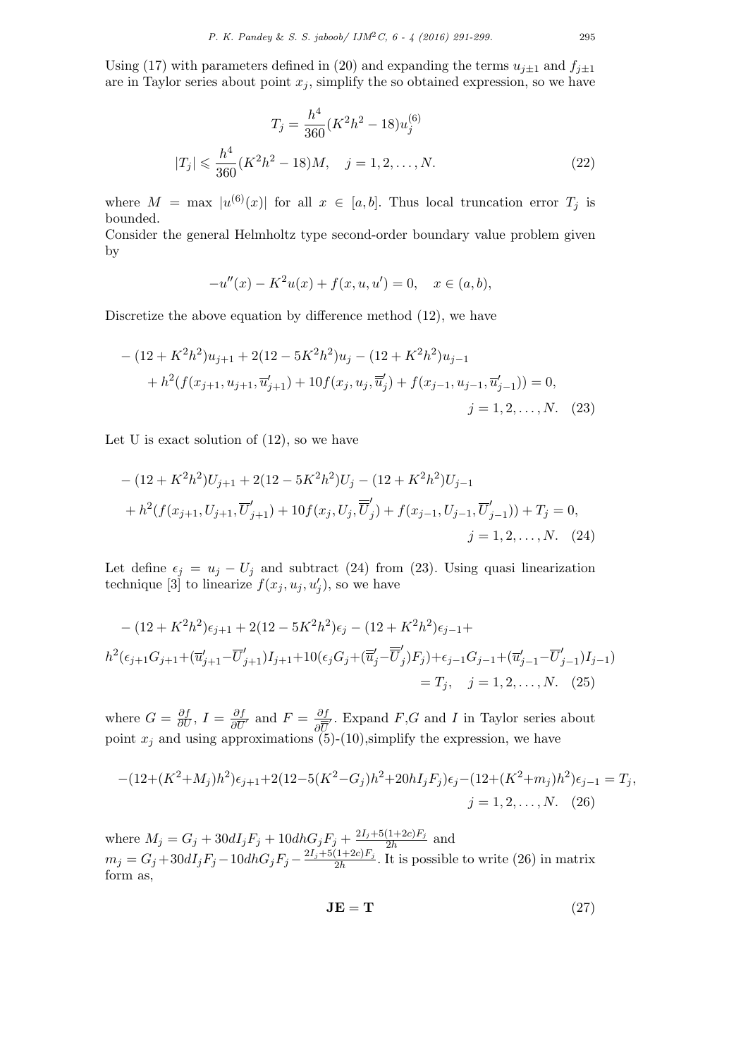Using (17) with parameters defined in (20) and expanding the terms $u_{j\pm1}$ and $f_{j\pm1}$ are in Taylor series about point $x_j$, simplify the so obtained expression, so we have

$$T_j = \frac{h^4}{360}(K^2h^2 - 18)u_j^{(6)}$$

$$|T_j| \leqslant \frac{h^4}{360}(K^2h^2 - 18)M, \quad j = 1, 2, \ldots, N. \tag{22}$$

where $M = \max |u^{(6)}(x)|$ for all $x \in [a, b]$. Thus local truncation error $T_j$ is bounded.

Consider the general Helmholtz type second-order boundary value problem given by

$$-u''(x) - K^2u(x) + f(x, u, u') = 0, \quad x \in (a, b),$$

Discretize the above equation by difference method (12), we have

$$\begin{aligned}
&-(12 + K^2h^2)u_{j+1} + 2(12 - 5K^2h^2)u_j - (12 + K^2h^2)u_{j-1} \\
&\quad + h^2(f(x_{j+1}, u_{j+1}, \overline{u}'_{j+1}) + 10f(x_j, u_j, \overline{\overline{u}}'_j) + f(x_{j-1}, u_{j-1}, \overline{u}'_{j-1})) = 0, \\
&\qquad\qquad\qquad\qquad\qquad\qquad\qquad\qquad j = 1, 2, \ldots, N. \quad (23)
\end{aligned}$$

Let U is exact solution of (12), so we have

$$\begin{aligned}
&-(12 + K^2h^2)U_{j+1} + 2(12 - 5K^2h^2)U_j - (12 + K^2h^2)U_{j-1} \\
&\quad + h^2(f(x_{j+1}, U_{j+1}, \overline{U}'_{j+1}) + 10f(x_j, U_j, \overline{\overline{U}}'_j) + f(x_{j-1}, U_{j-1}, \overline{U}'_{j-1})) + T_j = 0, \\
&\qquad\qquad\qquad\qquad\qquad\qquad\qquad\qquad j = 1, 2, \ldots, N. \quad (24)
\end{aligned}$$

Let define $\epsilon_j = u_j - U_j$ and subtract (24) from (23). Using quasi linearization technique [3] to linearize $f(x_j, u_j, u'_j)$, so we have

$$\begin{aligned}
&-(12 + K^2h^2)\epsilon_{j+1} + 2(12 - 5K^2h^2)\epsilon_j - (12 + K^2h^2)\epsilon_{j-1} + \\
&h^2(\epsilon_{j+1}G_{j+1} + (\overline{u}'_{j+1} - \overline{U}'_{j+1})I_{j+1} + 10(\epsilon_jG_j + (\overline{\overline{u}}'_j - \overline{\overline{U}}'_j)F_j) + \epsilon_{j-1}G_{j-1} + (\overline{u}'_{j-1} - \overline{U}'_{j-1})I_{j-1}) \\
&\qquad\qquad\qquad\qquad\qquad\qquad\qquad = T_j, \quad j = 1, 2, \ldots, N. \quad (25)
\end{aligned}$$

where $G = \frac{\partial f}{\partial U}$, $I = \frac{\partial f}{\partial \overline{U}'}$ and $F = \frac{\partial f}{\partial \overline{\overline{U}}'}$. Expand $F$,$G$ and $I$ in Taylor series about point $x_j$ and using approximations (5)-(10),simplify the expression, we have

$$\begin{aligned}
-(12 + (K^2 + M_j)h^2)\epsilon_{j+1} + 2(12 - 5(K^2 - G_j)h^2 + 20hI_jF_j)\epsilon_j - (12 + (K^2 + m_j)h^2)\epsilon_{j-1} = T_j, \\
j = 1, 2, \ldots, N. \quad (26)
\end{aligned}$$

where $M_j = G_j + 30dI_jF_j + 10dhG_jF_j + \frac{2I_j + 5(1+2c)F_j}{2h}$ and $m_j = G_j + 30dI_jF_j - 10dhG_jF_j - \frac{2I_j + 5(1+2c)F_j}{2h}$. It is possible to write (26) in matrix form as,

$$\mathbf{JE} = \mathbf{T} \tag{27}$$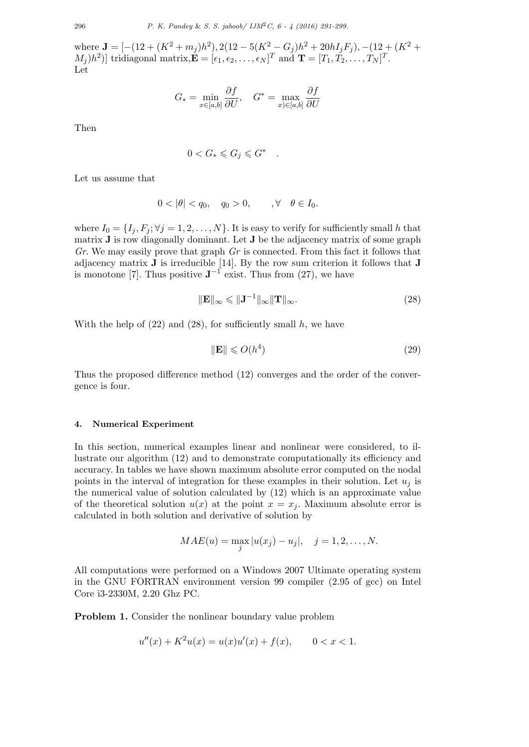where $\mathbf{J} = [-(12 + (K^2 + m_j)h^2), 2(12 - 5(K^2 - G_j)h^2 + 20hI_jF_j), -(12 + (K^2 + M_j)h^2)]$ tridiagonal matrix, $\mathbf{E} = [\epsilon_1, \epsilon_2, \ldots, \epsilon_N]^T$ and $\mathbf{T} = [T_1, T_2, \ldots, T_N]^T$. Let

$$G_* = \min_{x \in [a,b]} \frac{\partial f}{\partial U}, \quad G^* = \max_{x) \in [a,b]} \frac{\partial f}{\partial U}$$

Then

$$0 < G_* \leqslant G_j \leqslant G^* \quad .$$

Let us assume that

$$0 < |\theta| < q_0, \quad q_0 > 0, \qquad , \forall \quad \theta \in I_0.$$

where $I_0 = \{I_j, F_j; \forall j = 1, 2, \ldots, N\}$. It is easy to verify for sufficiently small $h$ that matrix $\mathbf{J}$ is row diagonally dominant. Let $\mathbf{J}$ be the adjacency matrix of some graph $Gr$. We may easily prove that graph $Gr$ is connected. From this fact it follows that adjacency matrix $\mathbf{J}$ is irreducible [14]. By the row sum criterion it follows that $\mathbf{J}$ is monotone [7]. Thus positive $\mathbf{J}^{-1}$ exist. Thus from (27), we have

$$\|\mathbf{E}\|_\infty \leqslant \|\mathbf{J}^{-1}\|_\infty \|\mathbf{T}\|_\infty. \tag{28}$$

With the help of (22) and (28), for sufficiently small $h$, we have

$$\|\mathbf{E}\| \leqslant O(h^4) \tag{29}$$

Thus the proposed difference method (12) converges and the order of the convergence is four.

## 4. Numerical Experiment

In this section, numerical examples linear and nonlinear were considered, to illustrate our algorithm (12) and to demonstrate computationally its efficiency and accuracy. In tables we have shown maximum absolute error computed on the nodal points in the interval of integration for these examples in their solution. Let $u_j$ is the numerical value of solution calculated by (12) which is an approximate value of the theoretical solution $u(x)$ at the point $x = x_j$. Maximum absolute error is calculated in both solution and derivative of solution by

$$MAE(u) = \max_j |u(x_j) - u_j|, \quad j = 1, 2, \ldots, N.$$

All computations were performed on a Windows 2007 Ultimate operating system in the GNU FORTRAN environment version 99 compiler (2.95 of gcc) on Intel Core i3-2330M, 2.20 Ghz PC.

**Problem 1.** Consider the nonlinear boundary value problem

$$u''(x) + K^2 u(x) = u(x)u'(x) + f(x), \qquad 0 < x < 1.$$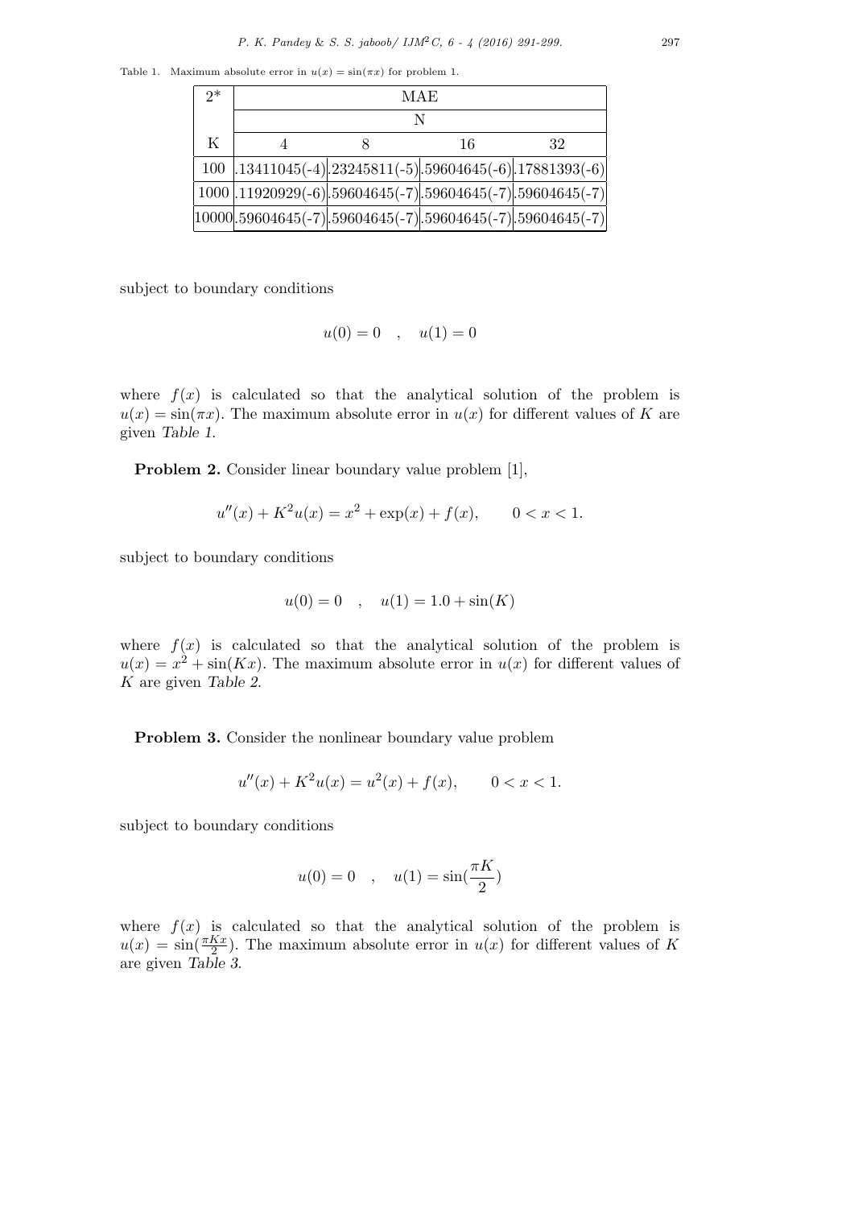Table 1. Maximum absolute error in $u(x) = \sin(\pi x)$ for problem 1.

| 2* | MAE | | | |
|---|---|---|---|---|
| | N | | | |
| K | 4 | 8 | 16 | 32 |
| 100 | .13411045(-4) | .23245811(-5) | .59604645(-6) | .17881393(-6) |
| 1000 | .11920929(-6) | .59604645(-7) | .59604645(-7) | .59604645(-7) |
| 10000 | .59604645(-7) | .59604645(-7) | .59604645(-7) | .59604645(-7) |

subject to boundary conditions

$$u(0) = 0 \quad , \quad u(1) = 0$$

where $f(x)$ is calculated so that the analytical solution of the problem is $u(x) = \sin(\pi x)$. The maximum absolute error in $u(x)$ for different values of $K$ are given *Table 1*.

**Problem 2.** Consider linear boundary value problem [1],

$$u''(x) + K^2 u(x) = x^2 + \exp(x) + f(x), \qquad 0 < x < 1.$$

subject to boundary conditions

$$u(0) = 0 \quad , \quad u(1) = 1.0 + \sin(K)$$

where $f(x)$ is calculated so that the analytical solution of the problem is $u(x) = x^2 + \sin(Kx)$. The maximum absolute error in $u(x)$ for different values of $K$ are given *Table 2*.

**Problem 3.** Consider the nonlinear boundary value problem

$$u''(x) + K^2 u(x) = u^2(x) + f(x), \qquad 0 < x < 1.$$

subject to boundary conditions

$$u(0) = 0 \quad , \quad u(1) = \sin(\frac{\pi K}{2})$$

where $f(x)$ is calculated so that the analytical solution of the problem is $u(x) = \sin(\frac{\pi K x}{2})$. The maximum absolute error in $u(x)$ for different values of $K$ are given *Table 3*.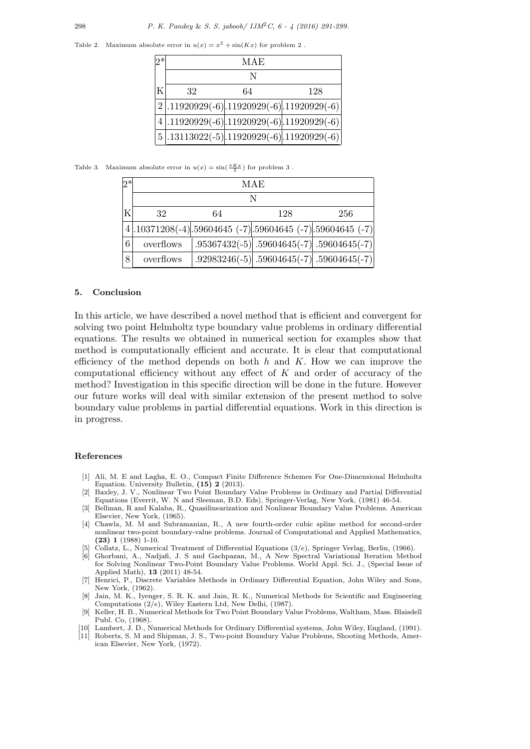Table 2. Maximum absolute error in $u(x) = x^2 + \sin(Kx)$ for problem 2 .

| 2* | MAE | | |
|---|---|---|---|
| | N | | |
| K | 32 | 64 | 128 |
| 2 | .11920929(-6) | .11920929(-6) | .11920929(-6) |
| 4 | .11920929(-6) | .11920929(-6) | .11920929(-6) |
| 5 | .13113022(-5) | .11920929(-6) | .11920929(-6) |

Table 3. Maximum absolute error in $u(x) = \sin(\frac{\pi K x}{2})$ for problem 3 .

| 2* | MAE | | | |
|---|---|---|---|---|
| | N | | | |
| K | 32 | 64 | 128 | 256 |
| 4 | .10371208(-4) | .59604645 (-7) | .59604645 (-7) | .59604645 (-7) |
| 6 | overflows | .95367432(-5) | .59604645(-7) | .59604645(-7) |
| 8 | overflows | .92983246(-5) | .59604645(-7) | .59604645(-7) |

## 5. Conclusion

In this article, we have described a novel method that is efficient and convergent for solving two point Helmholtz type boundary value problems in ordinary differential equations. The results we obtained in numerical section for examples show that method is computationally efficient and accurate. It is clear that computational efficiency of the method depends on both $h$ and $K$. How we can improve the computational efficiency without any effect of $K$ and order of accuracy of the method? Investigation in this specific direction will be done in the future. However our future works will deal with similar extension of the present method to solve boundary value problems in partial differential equations. Work in this direction is in progress.

## References

[1] Ali, M. E and Lagha, E. O., Compact Finite Difference Schemes For One-Dimensional Helmholtz Equation. University Bulletin, **(15) 2** (2013).

[2] Baxley, J. V., Nonlinear Two Point Boundary Value Problems in Ordinary and Partial Differential Equations (Everrit, W. N and Sleeman, B.D. Eds), Springer-Verlag, New York, (1981) 46-54.

[3] Bellman, R and Kalaba, R., Quasilinearization and Nonlinear Boundary Value Problems. American Elsevier, New York, (1965).

[4] Chawla, M. M and Subramanian, R., A new fourth-order cubic spline method for second-order nonlinear two-point boundary-value problems. Journal of Computational and Applied Mathematics, **(23) 1** (1988) 1-10.

[5] Collatz, L., Numerical Treatment of Differential Equations (3/e), Springer Verlag, Berlin, (1966).

[6] Ghorbani, A., Nadjafi, J. S and Gachpazan, M., A New Spectral Variational Iteration Method for Solving Nonlinear Two-Point Boundary Value Problems. World Appl. Sci. J., (Special Issue of Applied Math), **13** (2011) 48-54.

[7] Henrici, P., Discrete Variables Methods in Ordinary Differential Equation, John Wiley and Sons, New York, (1962).

[8] Jain, M. K., Iyenger, S. R. K. and Jain, R. K., Numerical Methods for Scientific and Engineering Computations (2/e), Wiley Eastern Ltd, New Delhi, (1987).

[9] Keller, H. B., Numerical Methods for Two Point Boundary Value Problems, Waltham, Mass. Blaisdell Publ. Co, (1968).

[10] Lambert, J. D., Numerical Methods for Ordinary Differential systems, John Wiley, England, (1991).

[11] Roberts, S. M and Shipman, J. S., Two-point Boundury Value Problems, Shooting Methods, American Elsevier, New York, (1972).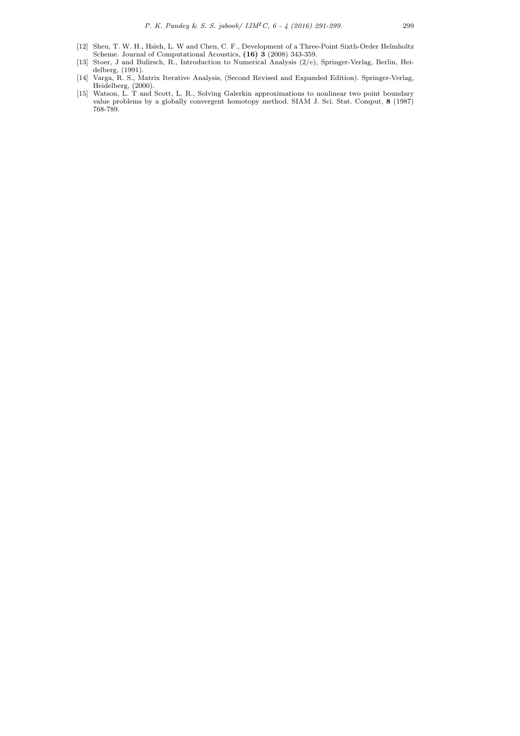[12] Sheu, T. W. H., Hsieh, L. W and Chen, C. F., Development of a Three-Point Sixth-Order Helmholtz Scheme. Journal of Computational Acoustics, **(16) 3** (2008) 343-359.

[13] Stoer, J and Bulirsch, R., Introduction to Numerical Analysis (2/e), Springer-Verlag, Berlin, Heidelberg, (1991).

[14] Varga, R. S., Matrix Iterative Analysis, (Second Revised and Expanded Edition). Springer-Verlag, Heidelberg, (2000).

[15] Watson, L. T and Scott, L. R., Solving Galerkin approximations to nonlinear two point boundary value problems by a globally convergent homotopy method. SIAM J. Sci. Stat. Comput, **8** (1987) 768-789.